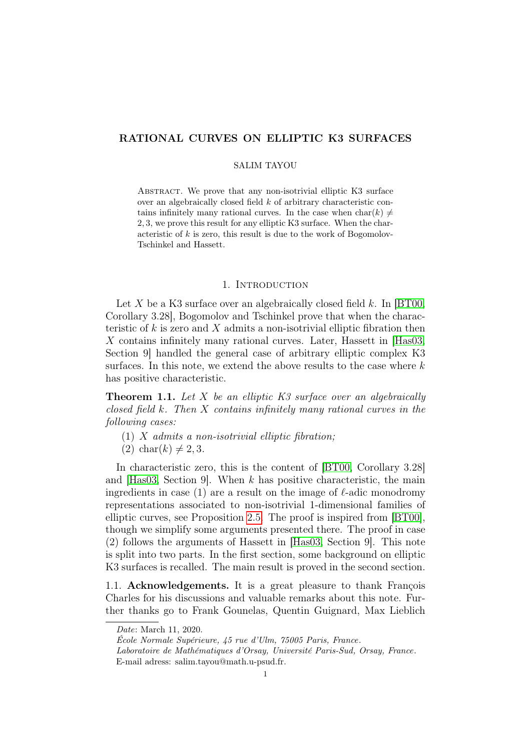# RATIONAL CURVES ON ELLIPTIC K3 SURFACES

SALIM TAYOU

Abstract. We prove that any non-isotrivial elliptic K3 surface over an algebraically closed field $k$ of arbitrary characteristic contains infinitely many rational curves. In the case when $\mathrm{char}(k) \neq 2, 3$, we prove this result for any elliptic K3 surface. When the characteristic of $k$ is zero, this result is due to the work of Bogomolov-Tschinkel and Hassett.

## 1. Introduction

Let $X$ be a K3 surface over an algebraically closed field $k$. In [BT00, Corollary 3.28], Bogomolov and Tschinkel prove that when the characteristic of $k$ is zero and $X$ admits a non-isotrivial elliptic fibration then $X$ contains infinitely many rational curves. Later, Hassett in [Has03, Section 9] handled the general case of arbitrary elliptic complex K3 surfaces. In this note, we extend the above results to the case where $k$ has positive characteristic.

**Theorem 1.1.** *Let $X$ be an elliptic K3 surface over an algebraically closed field $k$. Then $X$ contains infinitely many rational curves in the following cases:*

(1) *$X$ admits a non-isotrivial elliptic fibration;*
(2) $\mathrm{char}(k) \neq 2, 3$.

In characteristic zero, this is the content of [BT00, Corollary 3.28] and [Has03, Section 9]. When $k$ has positive characteristic, the main ingredients in case (1) are a result on the image of $\ell$-adic monodromy representations associated to non-isotrivial 1-dimensional families of elliptic curves, see Proposition 2.5. The proof is inspired from [BT00], though we simplify some arguments presented there. The proof in case (2) follows the arguments of Hassett in [Has03, Section 9]. This note is split into two parts. In the first section, some background on elliptic K3 surfaces is recalled. The main result is proved in the second section.

### 1.1. Acknowledgements.

It is a great pleasure to thank François Charles for his discussions and valuable remarks about this note. Further thanks go to Frank Gounelas, Quentin Guignard, Max Lieblich

---

*Date*: March 11, 2020.

*École Normale Supérieure, 45 rue d'Ulm, 75005 Paris, France.*

*Laboratoire de Mathématiques d'Orsay, Université Paris-Sud, Orsay, France.*

E-mail adress: salim.tayou@math.u-psud.fr.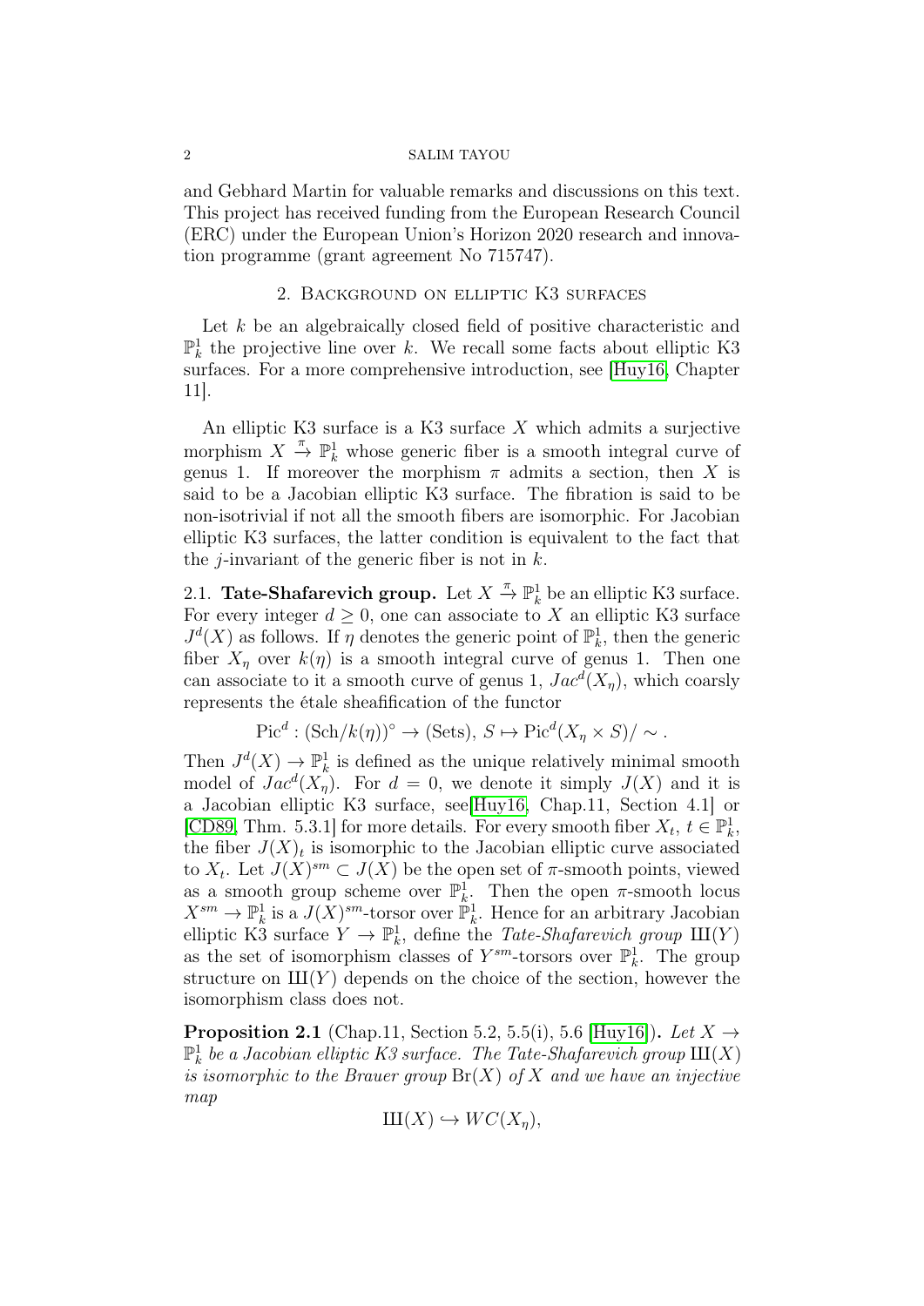and Gebhard Martin for valuable remarks and discussions on this text. This project has received funding from the European Research Council (ERC) under the European Union's Horizon 2020 research and innovation programme (grant agreement No 715747).

## 2. Background on elliptic K3 surfaces

Let $k$ be an algebraically closed field of positive characteristic and $\mathbb{P}^1_k$ the projective line over $k$. We recall some facts about elliptic K3 surfaces. For a more comprehensive introduction, see [Huy16, Chapter 11].

An elliptic K3 surface is a K3 surface $X$ which admits a surjective morphism $X \xrightarrow{\pi} \mathbb{P}^1_k$ whose generic fiber is a smooth integral curve of genus 1. If moreover the morphism $\pi$ admits a section, then $X$ is said to be a Jacobian elliptic K3 surface. The fibration is said to be non-isotrivial if not all the smooth fibers are isomorphic. For Jacobian elliptic K3 surfaces, the latter condition is equivalent to the fact that the $j$-invariant of the generic fiber is not in $k$.

### 2.1. Tate-Shafarevich group.

Let $X \xrightarrow{\pi} \mathbb{P}^1_k$ be an elliptic K3 surface. For every integer $d \geq 0$, one can associate to $X$ an elliptic K3 surface $J^d(X)$ as follows. If $\eta$ denotes the generic point of $\mathbb{P}^1_k$, then the generic fiber $X_\eta$ over $k(\eta)$ is a smooth integral curve of genus 1. Then one can associate to it a smooth curve of genus 1, $Jac^d(X_\eta)$, which coarsly represents the étale sheafification of the functor

$$\mathrm{Pic}^d : (\mathrm{Sch}/k(\eta))^\circ \to (\mathrm{Sets}),\ S \mapsto \mathrm{Pic}^d(X_\eta \times S)/\sim.$$

Then $J^d(X) \to \mathbb{P}^1_k$ is defined as the unique relatively minimal smooth model of $Jac^d(X_\eta)$. For $d = 0$, we denote it simply $J(X)$ and it is a Jacobian elliptic K3 surface, see[Huy16, Chap.11, Section 4.1] or [CD89, Thm. 5.3.1] for more details. For every smooth fiber $X_t$, $t \in \mathbb{P}^1_k$, the fiber $J(X)_t$ is isomorphic to the Jacobian elliptic curve associated to $X_t$. Let $J(X)^{sm} \subset J(X)$ be the open set of $\pi$-smooth points, viewed as a smooth group scheme over $\mathbb{P}^1_k$. Then the open $\pi$-smooth locus $X^{sm} \to \mathbb{P}^1_k$ is a $J(X)^{sm}$-torsor over $\mathbb{P}^1_k$. Hence for an arbitrary Jacobian elliptic K3 surface $Y \to \mathbb{P}^1_k$, define the *Tate-Shafarevich group* $\text{Ш}(Y)$ as the set of isomorphism classes of $Y^{sm}$-torsors over $\mathbb{P}^1_k$. The group structure on $\text{Ш}(Y)$ depends on the choice of the section, however the isomorphism class does not.

**Proposition 2.1** (Chap.11, Section 5.2, 5.5(i), 5.6 [Huy16])**.** *Let $X \to \mathbb{P}^1_k$ be a Jacobian elliptic K3 surface. The Tate-Shafarevich group $\text{Ш}(X)$ is isomorphic to the Brauer group $\mathrm{Br}(X)$ of $X$ and we have an injective map*

$$\text{Ш}(X) \hookrightarrow WC(X_\eta),$$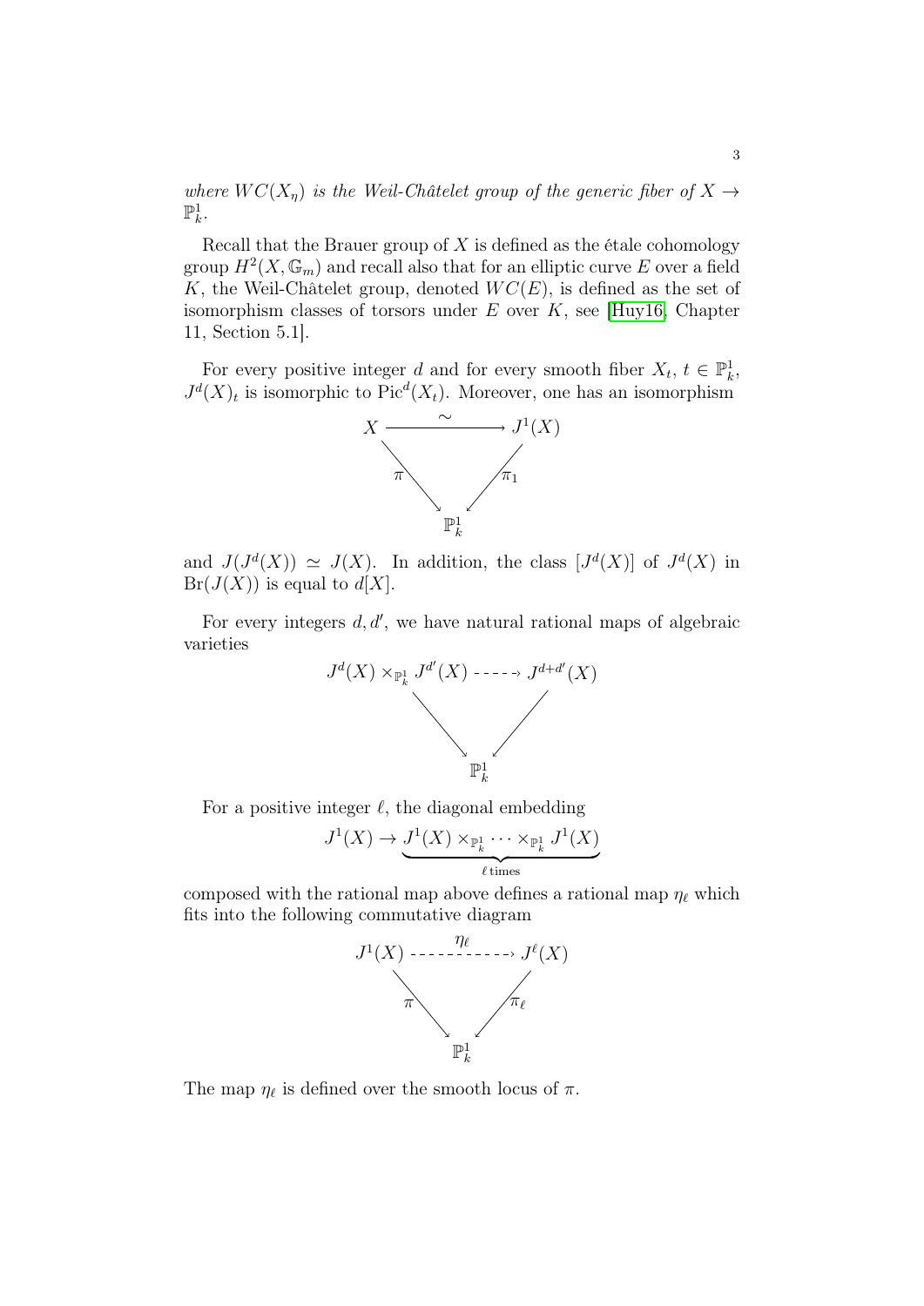*where $WC(X_\eta)$ is the Weil-Châtelet group of the generic fiber of $X \to \mathbb{P}^1_k$.*

Recall that the Brauer group of $X$ is defined as the étale cohomology group $H^2(X, \mathbb{G}_m)$ and recall also that for an elliptic curve $E$ over a field $K$, the Weil-Châtelet group, denoted $WC(E)$, is defined as the set of isomorphism classes of torsors under $E$ over $K$, see [Huy16, Chapter 11, Section 5.1].

For every positive integer $d$ and for every smooth fiber $X_t$, $t \in \mathbb{P}^1_k$, $J^d(X)_t$ is isomorphic to $\mathrm{Pic}^d(X_t)$. Moreover, one has an isomorphism

$$\begin{array}{ccc} X & \xrightarrow{\sim} & J^1(X) \\ & {\scriptstyle\pi}\searrow \quad \swarrow{\scriptstyle\pi_1} & \\ & \mathbb{P}^1_k & \end{array}$$

and $J(J^d(X)) \simeq J(X)$. In addition, the class $[J^d(X)]$ of $J^d(X)$ in $\mathrm{Br}(J(X))$ is equal to $d[X]$.

For every integers $d, d'$, we have natural rational maps of algebraic varieties

$$\begin{array}{ccc} J^d(X) \times_{\mathbb{P}^1_k} J^{d'}(X) & \dashrightarrow & J^{d+d'}(X) \\ & \searrow \quad \swarrow & \\ & \mathbb{P}^1_k & \end{array}$$

For a positive integer $\ell$, the diagonal embedding

$$J^1(X) \to \underbrace{J^1(X) \times_{\mathbb{P}^1_k} \cdots \times_{\mathbb{P}^1_k} J^1(X)}_{\ell \text{ times}}$$

composed with the rational map above defines a rational map $\eta_\ell$ which fits into the following commutative diagram

$$\begin{array}{ccc} J^1(X) & \overset{\eta_\ell}{\dashrightarrow} & J^\ell(X) \\ & {\scriptstyle\pi}\searrow \quad \swarrow{\scriptstyle\pi_\ell} & \\ & \mathbb{P}^1_k & \end{array}$$

The map $\eta_\ell$ is defined over the smooth locus of $\pi$.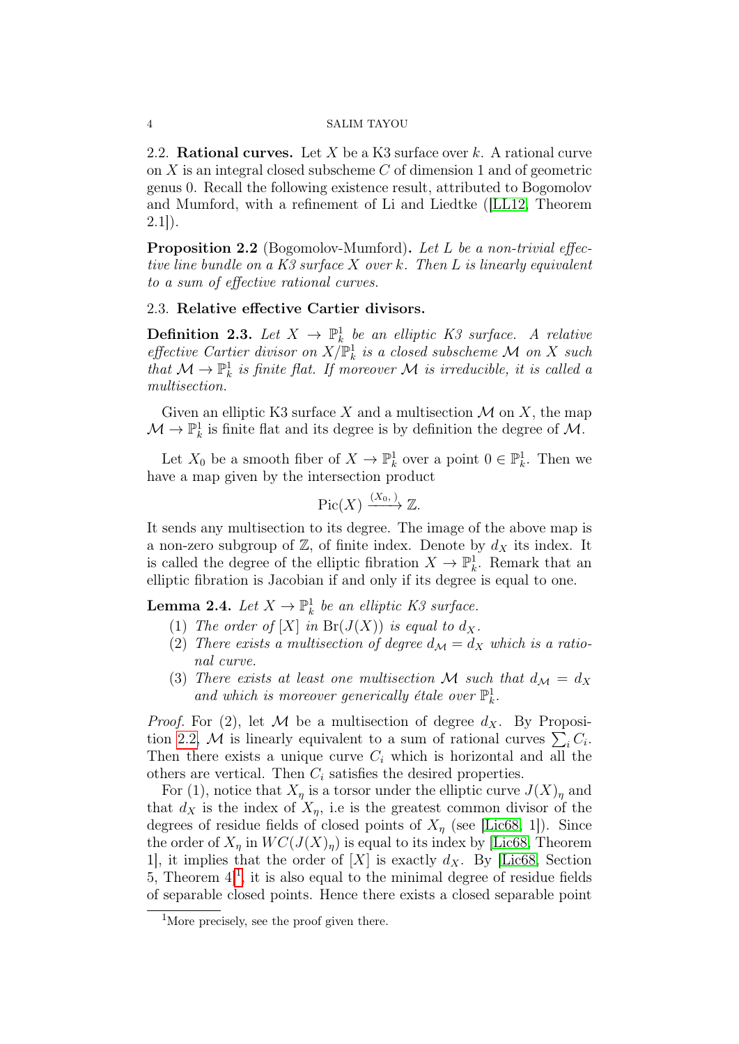2.2. **Rational curves.** Let $X$ be a K3 surface over $k$. A rational curve on $X$ is an integral closed subscheme $C$ of dimension 1 and of geometric genus 0. Recall the following existence result, attributed to Bogomolov and Mumford, with a refinement of Li and Liedtke ([LL12, Theorem 2.1]).

**Proposition 2.2** (Bogomolov-Mumford)**.** *Let $L$ be a non-trivial effective line bundle on a K3 surface $X$ over $k$. Then $L$ is linearly equivalent to a sum of effective rational curves.*

2.3. **Relative effective Cartier divisors.**

**Definition 2.3.** *Let $X \to \mathbb{P}^1_k$ be an elliptic K3 surface. A relative effective Cartier divisor on $X/\mathbb{P}^1_k$ is a closed subscheme $\mathcal{M}$ on $X$ such that $\mathcal{M} \to \mathbb{P}^1_k$ is finite flat. If moreover $\mathcal{M}$ is irreducible, it is called a multisection.*

Given an elliptic K3 surface $X$ and a multisection $\mathcal{M}$ on $X$, the map $\mathcal{M} \to \mathbb{P}^1_k$ is finite flat and its degree is by definition the degree of $\mathcal{M}$.

Let $X_0$ be a smooth fiber of $X \to \mathbb{P}^1_k$ over a point $0 \in \mathbb{P}^1_k$. Then we have a map given by the intersection product

$$\mathrm{Pic}(X) \xrightarrow{(X_0,\ )} \mathbb{Z}.$$

It sends any multisection to its degree. The image of the above map is a non-zero subgroup of $\mathbb{Z}$, of finite index. Denote by $d_X$ its index. It is called the degree of the elliptic fibration $X \to \mathbb{P}^1_k$. Remark that an elliptic fibration is Jacobian if and only if its degree is equal to one.

**Lemma 2.4.** *Let $X \to \mathbb{P}^1_k$ be an elliptic K3 surface.*

1. *The order of $[X]$ in $\mathrm{Br}(J(X))$ is equal to $d_X$.*
2. *There exists a multisection of degree $d_{\mathcal{M}} = d_X$ which is a rational curve.*
3. *There exists at least one multisection $\mathcal{M}$ such that $d_{\mathcal{M}} = d_X$ and which is moreover generically étale over $\mathbb{P}^1_k$.*

*Proof.* For (2), let $\mathcal{M}$ be a multisection of degree $d_X$. By Proposition 2.2, $\mathcal{M}$ is linearly equivalent to a sum of rational curves $\sum_i C_i$. Then there exists a unique curve $C_i$ which is horizontal and all the others are vertical. Then $C_i$ satisfies the desired properties.

For (1), notice that $X_\eta$ is a torsor under the elliptic curve $J(X)_\eta$ and that $d_X$ is the index of $X_\eta$, i.e is the greatest common divisor of the degrees of residue fields of closed points of $X_\eta$ (see [Lic68, 1]). Since the order of $X_\eta$ in $WC(J(X)_\eta)$ is equal to its index by [Lic68, Theorem 1], it implies that the order of $[X]$ is exactly $d_X$. By [Lic68, Section 5, Theorem 4][1], it is also equal to the minimal degree of residue fields of separable closed points. Hence there exists a closed separable point

[1] More precisely, see the proof given there.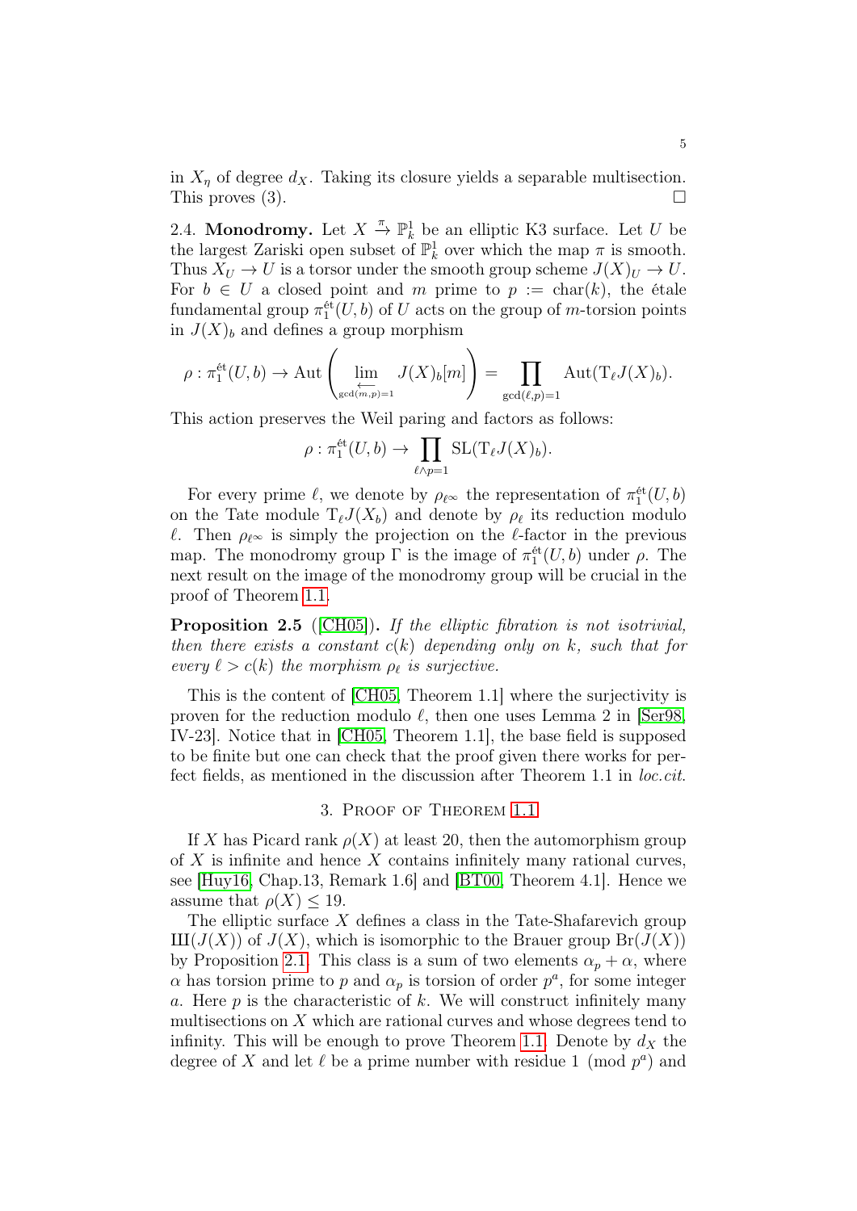in $X_\eta$ of degree $d_X$. Taking its closure yields a separable multisection. This proves (3). □

2.4. **Monodromy.** Let $X \xrightarrow{\pi} \mathbb{P}^1_k$ be an elliptic K3 surface. Let $U$ be the largest Zariski open subset of $\mathbb{P}^1_k$ over which the map $\pi$ is smooth. Thus $X_U \to U$ is a torsor under the smooth group scheme $J(X)_U \to U$. For $b \in U$ a closed point and $m$ prime to $p := \mathrm{char}(k)$, the étale fundamental group $\pi_1^{\text{ét}}(U, b)$ of $U$ acts on the group of $m$-torsion points in $J(X)_b$ and defines a group morphism

$$\rho : \pi_1^{\text{ét}}(U, b) \to \mathrm{Aut}\left(\varprojlim_{\gcd(m,p)=1} J(X)_b[m]\right) = \prod_{\gcd(\ell,p)=1} \mathrm{Aut}(\mathrm{T}_\ell J(X)_b).$$

This action preserves the Weil paring and factors as follows:

$$\rho : \pi_1^{\text{ét}}(U, b) \to \prod_{\ell \wedge p=1} \mathrm{SL}(\mathrm{T}_\ell J(X)_b).$$

For every prime $\ell$, we denote by $\rho_{\ell^\infty}$ the representation of $\pi_1^{\text{ét}}(U, b)$ on the Tate module $\mathrm{T}_\ell J(X_b)$ and denote by $\rho_\ell$ its reduction modulo $\ell$. Then $\rho_{\ell^\infty}$ is simply the projection on the $\ell$-factor in the previous map. The monodromy group $\Gamma$ is the image of $\pi_1^{\text{ét}}(U, b)$ under $\rho$. The next result on the image of the monodromy group will be crucial in the proof of Theorem 1.1.

**Proposition 2.5** ([CH05]). *If the elliptic fibration is not isotrivial, then there exists a constant $c(k)$ depending only on $k$, such that for every $\ell > c(k)$ the morphism $\rho_\ell$ is surjective.*

This is the content of [CH05, Theorem 1.1] where the surjectivity is proven for the reduction modulo $\ell$, then one uses Lemma 2 in [Ser98, IV-23]. Notice that in [CH05, Theorem 1.1], the base field is supposed to be finite but one can check that the proof given there works for perfect fields, as mentioned in the discussion after Theorem 1.1 in *loc.cit.*

## 3. Proof of Theorem 1.1

If $X$ has Picard rank $\rho(X)$ at least 20, then the automorphism group of $X$ is infinite and hence $X$ contains infinitely many rational curves, see [Huy16, Chap.13, Remark 1.6] and [BT00, Theorem 4.1]. Hence we assume that $\rho(X) \leq 19$.

The elliptic surface $X$ defines a class in the Tate-Shafarevich group $\text{Ш}(J(X))$ of $J(X)$, which is isomorphic to the Brauer group $\mathrm{Br}(J(X))$ by Proposition 2.1. This class is a sum of two elements $\alpha_p + \alpha$, where $\alpha$ has torsion prime to $p$ and $\alpha_p$ is torsion of order $p^a$, for some integer $a$. Here $p$ is the characteristic of $k$. We will construct infinitely many multisections on $X$ which are rational curves and whose degrees tend to infinity. This will be enough to prove Theorem 1.1. Denote by $d_X$ the degree of $X$ and let $\ell$ be a prime number with residue 1 (mod $p^a$) and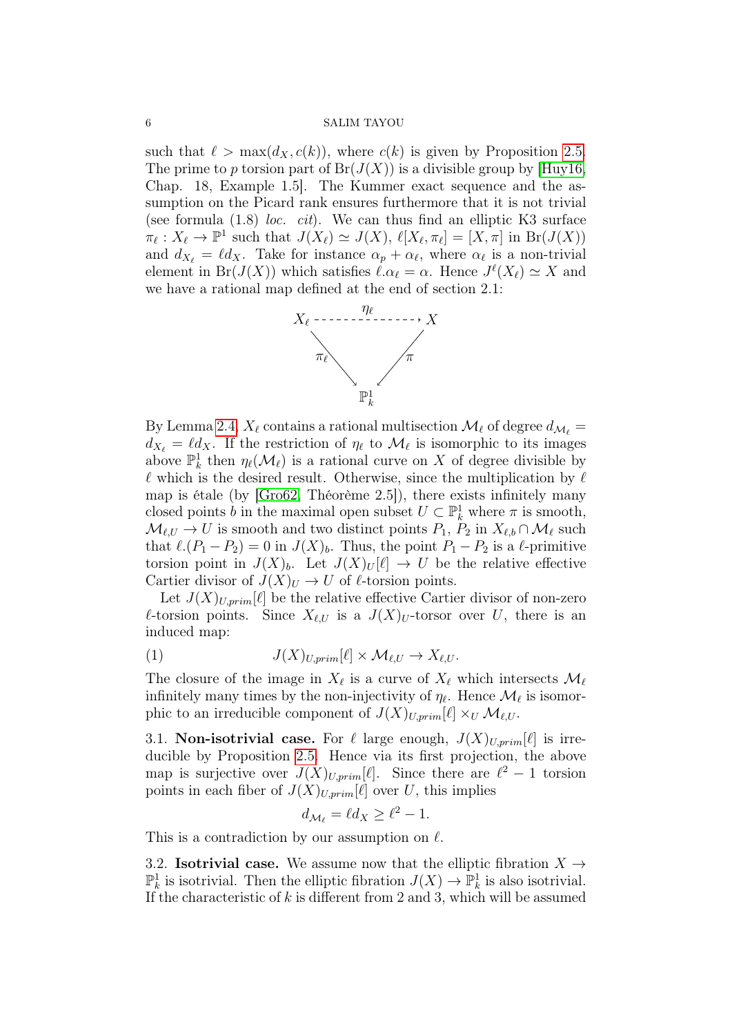such that $\ell > \max(d_X, c(k))$, where $c(k)$ is given by Proposition 2.5. The prime to $p$ torsion part of $\mathrm{Br}(J(X))$ is a divisible group by [Huy16, Chap. 18, Example 1.5]. The Kummer exact sequence and the assumption on the Picard rank ensures furthermore that it is not trivial (see formula (1.8) *loc. cit*). We can thus find an elliptic K3 surface $\pi_\ell : X_\ell \to \mathbb{P}^1$ such that $J(X_\ell) \simeq J(X)$, $\ell[X_\ell, \pi_\ell] = [X, \pi]$ in $\mathrm{Br}(J(X))$ and $d_{X_\ell} = \ell d_X$. Take for instance $\alpha_p + \alpha_\ell$, where $\alpha_\ell$ is a non-trivial element in $\mathrm{Br}(J(X))$ which satisfies $\ell.\alpha_\ell = \alpha$. Hence $J^\ell(X_\ell) \simeq X$ and we have a rational map defined at the end of section 2.1:

$$\begin{array}{ccc} X_\ell & \overset{\eta_\ell}{\dashrightarrow} & X \\ & {\scriptstyle \pi_\ell} \searrow \quad \swarrow {\scriptstyle \pi} & \\ & \mathbb{P}^1_k & \end{array}$$

By Lemma 2.4, $X_\ell$ contains a rational multisection $\mathcal{M}_\ell$ of degree $d_{\mathcal{M}_\ell} = d_{X_\ell} = \ell d_X$. If the restriction of $\eta_\ell$ to $\mathcal{M}_\ell$ is isomorphic to its images above $\mathbb{P}^1_k$ then $\eta_\ell(\mathcal{M}_\ell)$ is a rational curve on $X$ of degree divisible by $\ell$ which is the desired result. Otherwise, since the multiplication by $\ell$ map is étale (by [Gro62, Théorème 2.5]), there exists infinitely many closed points $b$ in the maximal open subset $U \subset \mathbb{P}^1_k$ where $\pi$ is smooth, $\mathcal{M}_{\ell,U} \to U$ is smooth and two distinct points $P_1$, $P_2$ in $X_{\ell,b} \cap \mathcal{M}_\ell$ such that $\ell.(P_1 - P_2) = 0$ in $J(X)_b$. Thus, the point $P_1 - P_2$ is a $\ell$-primitive torsion point in $J(X)_b$. Let $J(X)_U[\ell] \to U$ be the relative effective Cartier divisor of $J(X)_U \to U$ of $\ell$-torsion points.

Let $J(X)_{U,prim}[\ell]$ be the relative effective Cartier divisor of non-zero $\ell$-torsion points. Since $X_{\ell,U}$ is a $J(X)_U$-torsor over $U$, there is an induced map:

$$J(X)_{U,prim}[\ell] \times \mathcal{M}_{\ell,U} \to X_{\ell,U}. \tag{1}$$

The closure of the image in $X_\ell$ is a curve of $X_\ell$ which intersects $\mathcal{M}_\ell$ infinitely many times by the non-injectivity of $\eta_\ell$. Hence $\mathcal{M}_\ell$ is isomorphic to an irreducible component of $J(X)_{U,prim}[\ell] \times_U \mathcal{M}_{\ell,U}$.

### 3.1. Non-isotrivial case.

For $\ell$ large enough, $J(X)_{U,prim}[\ell]$ is irreducible by Proposition 2.5. Hence via its first projection, the above map is surjective over $J(X)_{U,prim}[\ell]$. Since there are $\ell^2 - 1$ torsion points in each fiber of $J(X)_{U,prim}[\ell]$ over $U$, this implies

$$d_{\mathcal{M}_\ell} = \ell d_X \geq \ell^2 - 1.$$

This is a contradiction by our assumption on $\ell$.

### 3.2. Isotrivial case.

We assume now that the elliptic fibration $X \to \mathbb{P}^1_k$ is isotrivial. Then the elliptic fibration $J(X) \to \mathbb{P}^1_k$ is also isotrivial. If the characteristic of $k$ is different from 2 and 3, which will be assumed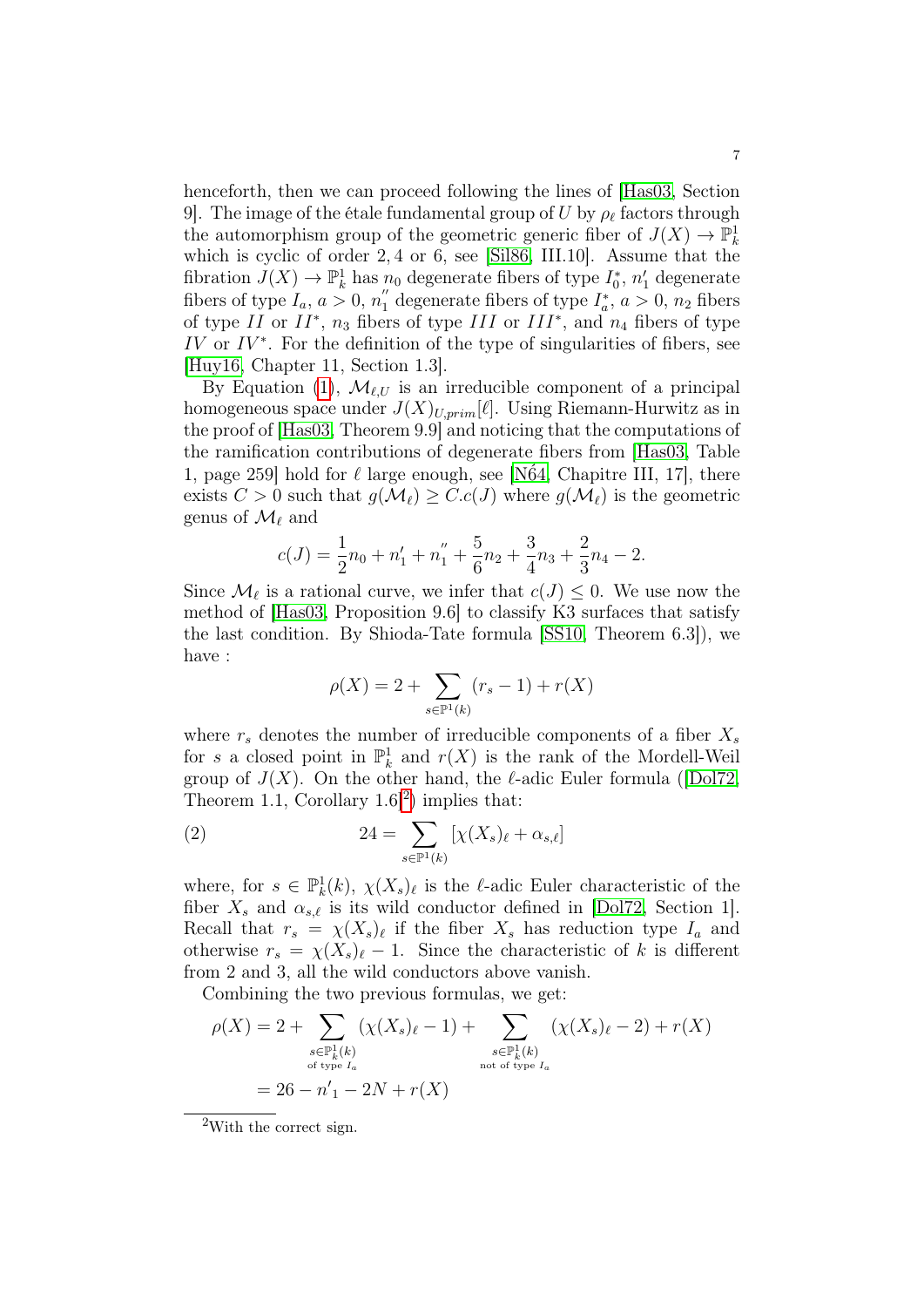henceforth, then we can proceed following the lines of [Has03, Section 9]. The image of the étale fundamental group of $U$ by $\rho_\ell$ factors through the automorphism group of the geometric generic fiber of $J(X) \to \mathbb{P}^1_k$ which is cyclic of order 2, 4 or 6, see [Sil86, III.10]. Assume that the fibration $J(X) \to \mathbb{P}^1_k$ has $n_0$ degenerate fibers of type $I_0^*$, $n_1'$ degenerate fibers of type $I_a$, $a > 0$, $n_1^{''}$ degenerate fibers of type $I_a^*$, $a > 0$, $n_2$ fibers of type $II$ or $II^*$, $n_3$ fibers of type $III$ or $III^*$, and $n_4$ fibers of type $IV$ or $IV^*$. For the definition of the type of singularities of fibers, see [Huy16, Chapter 11, Section 1.3].

By Equation (1), $\mathcal{M}_{\ell,U}$ is an irreducible component of a principal homogeneous space under $J(X)_{U,prim}[\ell]$. Using Riemann-Hurwitz as in the proof of [Has03, Theorem 9.9] and noticing that the computations of the ramification contributions of degenerate fibers from [Has03, Table 1, page 259] hold for $\ell$ large enough, see [Ń64, Chapitre III, 17], there exists $C > 0$ such that $g(\mathcal{M}_\ell) \geq C.c(J)$ where $g(\mathcal{M}_\ell)$ is the geometric genus of $\mathcal{M}_\ell$ and

$$c(J) = \frac{1}{2}n_0 + n_1' + n_1^{''} + \frac{5}{6}n_2 + \frac{3}{4}n_3 + \frac{2}{3}n_4 - 2.$$

Since $\mathcal{M}_\ell$ is a rational curve, we infer that $c(J) \leq 0$. We use now the method of [Has03, Proposition 9.6] to classify K3 surfaces that satisfy the last condition. By Shioda-Tate formula [SS10, Theorem 6.3]), we have :

$$\rho(X) = 2 + \sum_{s \in \mathbb{P}^1(k)} (r_s - 1) + r(X)$$

where $r_s$ denotes the number of irreducible components of a fiber $X_s$ for $s$ a closed point in $\mathbb{P}^1_k$ and $r(X)$ is the rank of the Mordell-Weil group of $J(X)$. On the other hand, the $\ell$-adic Euler formula ([Dol72, Theorem 1.1, Corollary 1.6][2]) implies that:

$$24 = \sum_{s \in \mathbb{P}^1(k)} [\chi(X_s)_\ell + \alpha_{s,\ell}] \tag{2}$$

where, for $s \in \mathbb{P}^1_k(k)$, $\chi(X_s)_\ell$ is the $\ell$-adic Euler characteristic of the fiber $X_s$ and $\alpha_{s,\ell}$ is its wild conductor defined in [Dol72, Section 1]. Recall that $r_s = \chi(X_s)_\ell$ if the fiber $X_s$ has reduction type $I_a$ and otherwise $r_s = \chi(X_s)_\ell - 1$. Since the characteristic of $k$ is different from 2 and 3, all the wild conductors above vanish.

Combining the two previous formulas, we get:

$$\begin{aligned}
\rho(X) &= 2 + \sum_{\substack{s \in \mathbb{P}^1_k(k) \\ \text{of type } I_a}} (\chi(X_s)_\ell - 1) + \sum_{\substack{s \in \mathbb{P}^1_k(k) \\ \text{not of type } I_a}} (\chi(X_s)_\ell - 2) + r(X) \\
&= 26 - {n'}_1 - 2N + r(X)
\end{aligned}$$

[2] With the correct sign.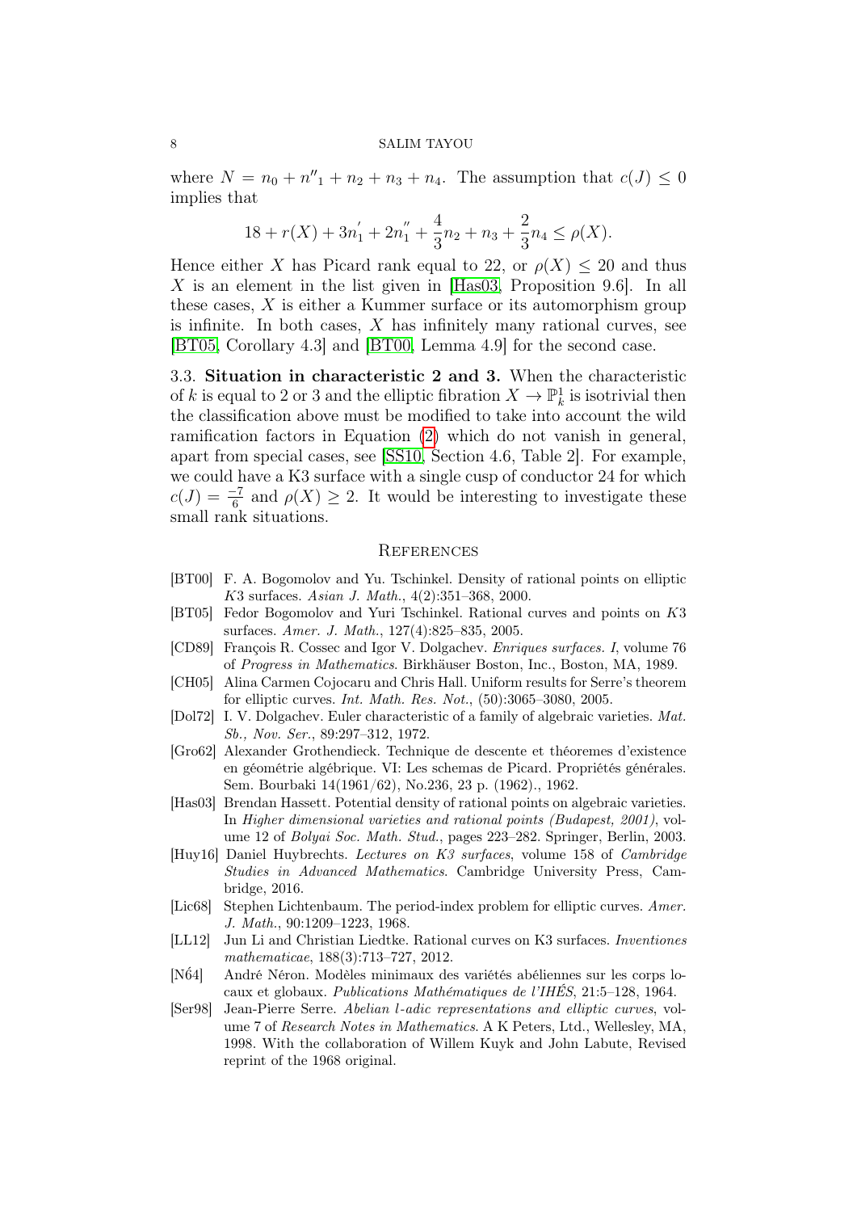where $N = n_0 + n''_1 + n_2 + n_3 + n_4$. The assumption that $c(J) \leq 0$ implies that

$$18 + r(X) + 3n_1^{'} + 2n_1^{''} + \frac{4}{3}n_2 + n_3 + \frac{2}{3}n_4 \leq \rho(X).$$

Hence either $X$ has Picard rank equal to 22, or $\rho(X) \leq 20$ and thus $X$ is an element in the list given in [Has03, Proposition 9.6]. In all these cases, $X$ is either a Kummer surface or its automorphism group is infinite. In both cases, $X$ has infinitely many rational curves, see [BT05, Corollary 4.3] and [BT00, Lemma 4.9] for the second case.

3.3. **Situation in characteristic 2 and 3.** When the characteristic of $k$ is equal to 2 or 3 and the elliptic fibration $X \to \mathbb{P}^1_k$ is isotrivial then the classification above must be modified to take into account the wild ramification factors in Equation (2) which do not vanish in general, apart from special cases, see [SS10, Section 4.6, Table 2]. For example, we could have a K3 surface with a single cusp of conductor 24 for which $c(J) = \frac{-7}{6}$ and $\rho(X) \geq 2$. It would be interesting to investigate these small rank situations.

## References

- [BT00] F. A. Bogomolov and Yu. Tschinkel. Density of rational points on elliptic $K3$ surfaces. *Asian J. Math.*, 4(2):351–368, 2000.
- [BT05] Fedor Bogomolov and Yuri Tschinkel. Rational curves and points on $K3$ surfaces. *Amer. J. Math.*, 127(4):825–835, 2005.
- [CD89] François R. Cossec and Igor V. Dolgachev. *Enriques surfaces. I*, volume 76 of *Progress in Mathematics*. Birkhäuser Boston, Inc., Boston, MA, 1989.
- [CH05] Alina Carmen Cojocaru and Chris Hall. Uniform results for Serre's theorem for elliptic curves. *Int. Math. Res. Not.*, (50):3065–3080, 2005.
- [Dol72] I. V. Dolgachev. Euler characteristic of a family of algebraic varieties. *Mat. Sb., Nov. Ser.*, 89:297–312, 1972.
- [Gro62] Alexander Grothendieck. Technique de descente et théoremes d'existence en géométrie algébrique. VI: Les schemas de Picard. Propriétés générales. Sem. Bourbaki 14(1961/62), No.236, 23 p. (1962)., 1962.
- [Has03] Brendan Hassett. Potential density of rational points on algebraic varieties. In *Higher dimensional varieties and rational points (Budapest, 2001)*, volume 12 of *Bolyai Soc. Math. Stud.*, pages 223–282. Springer, Berlin, 2003.
- [Huy16] Daniel Huybrechts. *Lectures on K3 surfaces*, volume 158 of *Cambridge Studies in Advanced Mathematics*. Cambridge University Press, Cambridge, 2016.
- [Lic68] Stephen Lichtenbaum. The period-index problem for elliptic curves. *Amer. J. Math.*, 90:1209–1223, 1968.
- [LL12] Jun Li and Christian Liedtke. Rational curves on K3 surfaces. *Inventiones mathematicae*, 188(3):713–727, 2012.
- [N6́4] André Néron. Modèles minimaux des variétés abéliennes sur les corps locaux et globaux. *Publications Mathématiques de l'IHÉS*, 21:5–128, 1964.
- [Ser98] Jean-Pierre Serre. *Abelian l-adic representations and elliptic curves*, volume 7 of *Research Notes in Mathematics*. A K Peters, Ltd., Wellesley, MA, 1998. With the collaboration of Willem Kuyk and John Labute, Revised reprint of the 1968 original.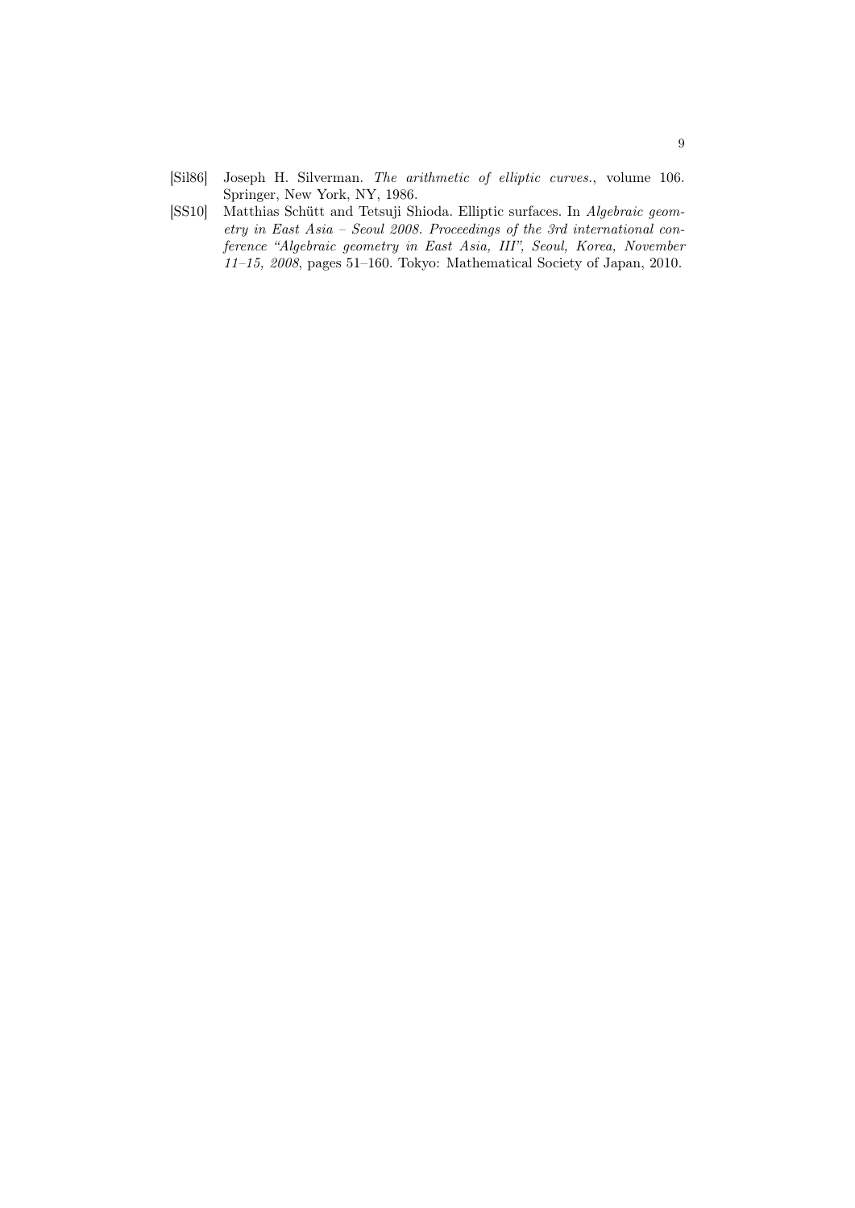[Sil86] Joseph H. Silverman. *The arithmetic of elliptic curves.*, volume 106. Springer, New York, NY, 1986.

[SS10] Matthias Schütt and Tetsuji Shioda. Elliptic surfaces. In *Algebraic geometry in East Asia – Seoul 2008. Proceedings of the 3rd international conference "Algebraic geometry in East Asia, III", Seoul, Korea, November 11–15, 2008*, pages 51–160. Tokyo: Mathematical Society of Japan, 2010.